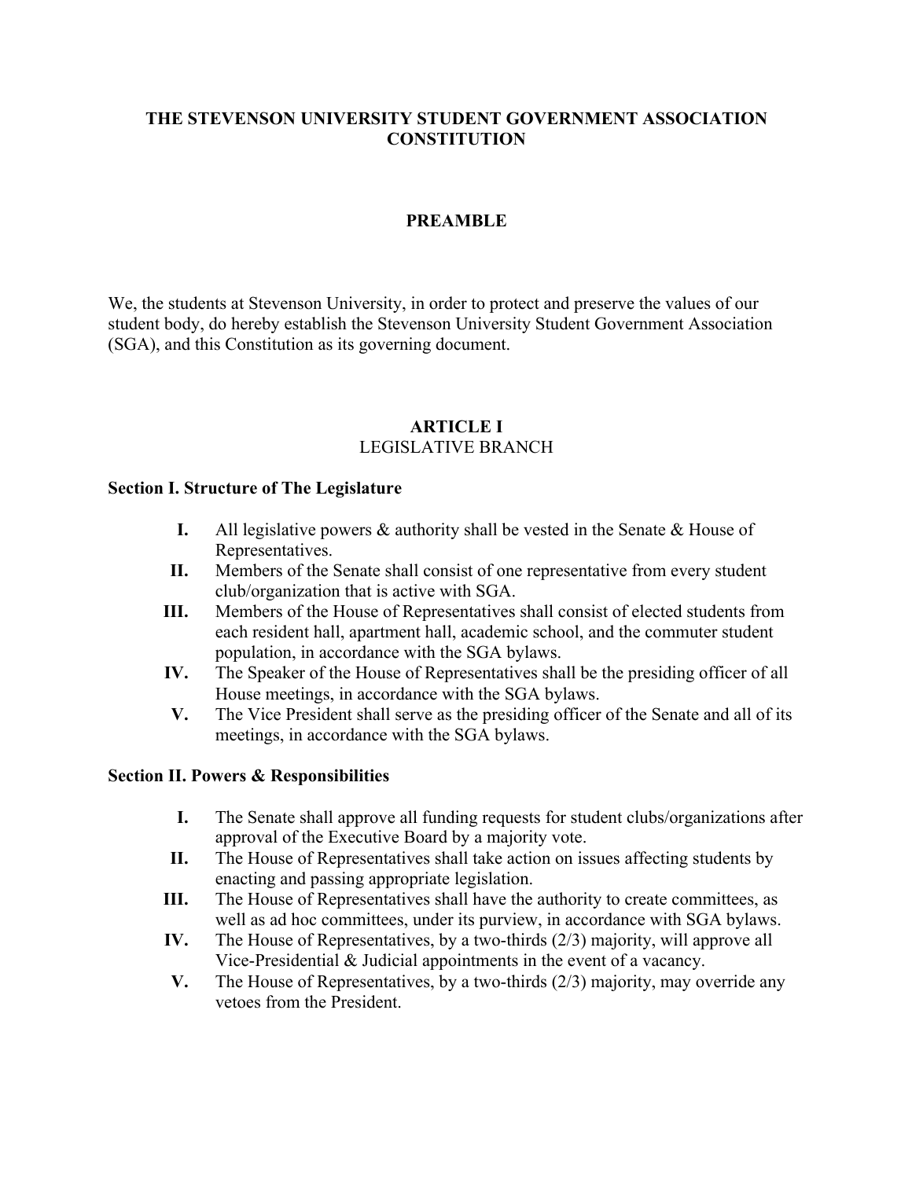# THE STEVENSON UNIVERSITY STUDENT GOVERNMENT ASSOCIATION CONSTITUTION

## PREAMBLE

We, the students at Stevenson University, in order to protect and preserve the values of our student body, do hereby establish the Stevenson University Student Government Association (SGA), and this Constitution as its governing document.

## ARTICLE I
LEGISLATIVE BRANCH

### Section I. Structure of The Legislature

- **I.** All legislative powers & authority shall be vested in the Senate & House of Representatives.
- **II.** Members of the Senate shall consist of one representative from every student club/organization that is active with SGA.
- **III.** Members of the House of Representatives shall consist of elected students from each resident hall, apartment hall, academic school, and the commuter student population, in accordance with the SGA bylaws.
- **IV.** The Speaker of the House of Representatives shall be the presiding officer of all House meetings, in accordance with the SGA bylaws.
- **V.** The Vice President shall serve as the presiding officer of the Senate and all of its meetings, in accordance with the SGA bylaws.

### Section II. Powers & Responsibilities

- **I.** The Senate shall approve all funding requests for student clubs/organizations after approval of the Executive Board by a majority vote.
- **II.** The House of Representatives shall take action on issues affecting students by enacting and passing appropriate legislation.
- **III.** The House of Representatives shall have the authority to create committees, as well as ad hoc committees, under its purview, in accordance with SGA bylaws.
- **IV.** The House of Representatives, by a two-thirds (2/3) majority, will approve all Vice-Presidential & Judicial appointments in the event of a vacancy.
- **V.** The House of Representatives, by a two-thirds (2/3) majority, may override any vetoes from the President.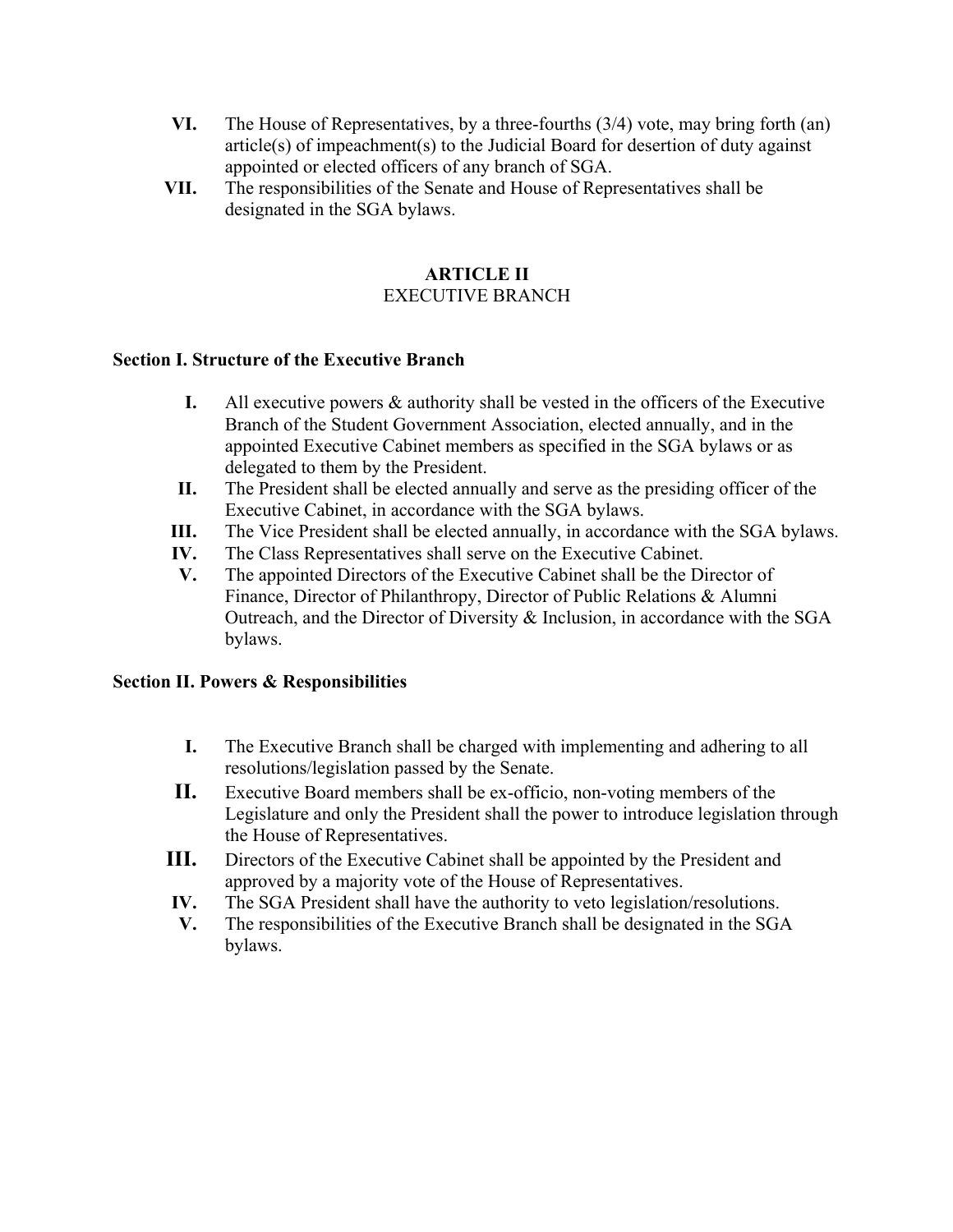VI. The House of Representatives, by a three-fourths (3/4) vote, may bring forth (an) article(s) of impeachment(s) to the Judicial Board for desertion of duty against appointed or elected officers of any branch of SGA.

VII. The responsibilities of the Senate and House of Representatives shall be designated in the SGA bylaws.

## ARTICLE II
## EXECUTIVE BRANCH

### Section I. Structure of the Executive Branch

I. All executive powers & authority shall be vested in the officers of the Executive Branch of the Student Government Association, elected annually, and in the appointed Executive Cabinet members as specified in the SGA bylaws or as delegated to them by the President.

II. The President shall be elected annually and serve as the presiding officer of the Executive Cabinet, in accordance with the SGA bylaws.

III. The Vice President shall be elected annually, in accordance with the SGA bylaws.

IV. The Class Representatives shall serve on the Executive Cabinet.

V. The appointed Directors of the Executive Cabinet shall be the Director of Finance, Director of Philanthropy, Director of Public Relations & Alumni Outreach, and the Director of Diversity & Inclusion, in accordance with the SGA bylaws.

### Section II. Powers & Responsibilities

I. The Executive Branch shall be charged with implementing and adhering to all resolutions/legislation passed by the Senate.

II. Executive Board members shall be ex-officio, non-voting members of the Legislature and only the President shall the power to introduce legislation through the House of Representatives.

III. Directors of the Executive Cabinet shall be appointed by the President and approved by a majority vote of the House of Representatives.

IV. The SGA President shall have the authority to veto legislation/resolutions.

V. The responsibilities of the Executive Branch shall be designated in the SGA bylaws.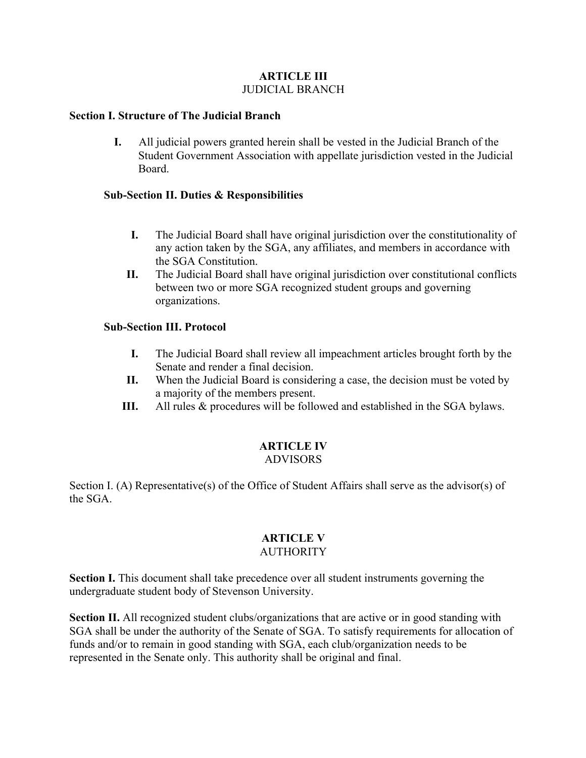## ARTICLE III
JUDICIAL BRANCH

**Section I. Structure of The Judicial Branch**

I. All judicial powers granted herein shall be vested in the Judicial Branch of the Student Government Association with appellate jurisdiction vested in the Judicial Board.

**Sub-Section II. Duties & Responsibilities**

I. The Judicial Board shall have original jurisdiction over the constitutionality of any action taken by the SGA, any affiliates, and members in accordance with the SGA Constitution.

II. The Judicial Board shall have original jurisdiction over constitutional conflicts between two or more SGA recognized student groups and governing organizations.

**Sub-Section III. Protocol**

I. The Judicial Board shall review all impeachment articles brought forth by the Senate and render a final decision.

II. When the Judicial Board is considering a case, the decision must be voted by a majority of the members present.

III. All rules & procedures will be followed and established in the SGA bylaws.

## ARTICLE IV
ADVISORS

Section I. (A) Representative(s) of the Office of Student Affairs shall serve as the advisor(s) of the SGA.

## ARTICLE V
AUTHORITY

**Section I.** This document shall take precedence over all student instruments governing the undergraduate student body of Stevenson University.

**Section II.** All recognized student clubs/organizations that are active or in good standing with SGA shall be under the authority of the Senate of SGA. To satisfy requirements for allocation of funds and/or to remain in good standing with SGA, each club/organization needs to be represented in the Senate only. This authority shall be original and final.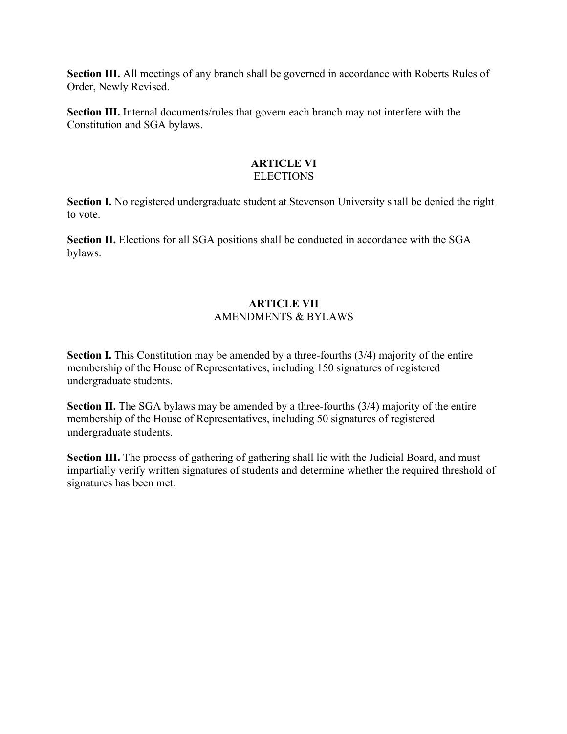**Section III.** All meetings of any branch shall be governed in accordance with Roberts Rules of Order, Newly Revised.

**Section III.** Internal documents/rules that govern each branch may not interfere with the Constitution and SGA bylaws.

## ARTICLE VI
ELECTIONS

**Section I.** No registered undergraduate student at Stevenson University shall be denied the right to vote.

**Section II.** Elections for all SGA positions shall be conducted in accordance with the SGA bylaws.

## ARTICLE VII
AMENDMENTS & BYLAWS

**Section I.** This Constitution may be amended by a three-fourths (3/4) majority of the entire membership of the House of Representatives, including 150 signatures of registered undergraduate students.

**Section II.** The SGA bylaws may be amended by a three-fourths (3/4) majority of the entire membership of the House of Representatives, including 50 signatures of registered undergraduate students.

**Section III.** The process of gathering of gathering shall lie with the Judicial Board, and must impartially verify written signatures of students and determine whether the required threshold of signatures has been met.